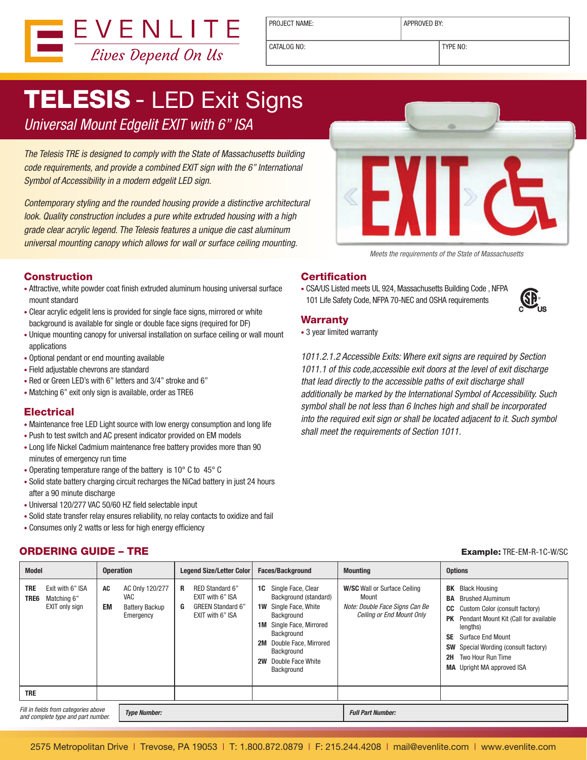# EVENLITE

*Lives Depend On Us*

| PROJECT NAME: | APPROVED BY: |
|---|---|
| CATALOG NO: | TYPE NO: |

# TELESIS - LED Exit Signs

*Universal Mount Edgelit EXIT with 6" ISA*

*The Telesis TRE is designed to comply with the State of Massachusetts building code requirements, and provide a combined EXIT sign with the 6" International Symbol of Accessibility in a modern edgelit LED sign.*

*Contemporary styling and the rounded housing provide a distinctive architectural look. Quality construction includes a pure white extruded housing with a high grade clear acrylic legend. The Telesis features a unique die cast aluminum universal mounting canopy which allows for wall or surface ceiling mounting.*

*Meets the requirements of the State of Massachusetts*

## Construction

- Attractive, white powder coat finish extruded aluminum housing universal surface mount standard
- Clear acrylic edgelit lens is provided for single face signs, mirrored or white background is available for single or double face signs (required for DF)
- Unique mounting canopy for universal installation on surface ceiling or wall mount applications
- Optional pendant or end mounting available
- Field adjustable chevrons are standard
- Red or Green LED's with 6" letters and 3/4" stroke and 6"
- Matching 6" exit only sign is available, order as TRE6

## Electrical

- Maintenance free LED Light source with low energy consumption and long life
- Push to test switch and AC present indicator provided on EM models
- Long life Nickel Cadmium maintenance free battery provides more than 90 minutes of emergency run time
- Operating temperature range of the battery is 10° C to 45° C
- Solid state battery charging circuit recharges the NiCad battery in just 24 hours after a 90 minute discharge
- Universal 120/277 VAC 50/60 HZ field selectable input
- Solid state transfer relay ensures reliability, no relay contacts to oxidize and fail
- Consumes only 2 watts or less for high energy efficiency

## Certification

- CSA/US Listed meets UL 924, Massachusetts Building Code , NFPA 101 Life Safety Code, NFPA 70-NEC and OSHA requirements

## Warranty

- 3 year limited warranty

*1011.2.1.2 Accessible Exits: Where exit signs are required by Section 1011.1 of this code,accessible exit doors at the level of exit discharge that lead directly to the accessible paths of exit discharge shall additionally be marked by the International Symbol of Accessibility. Such symbol shall be not less than 6 Inches high and shall be incorporated into the required exit sign or shall be located adjacent to it. Such symbol shall meet the requirements of Section 1011.*

## ORDERING GUIDE – TRE

**Example:** TRE-EM-R-1C-W/SC

| Model | Operation | Legend Size/Letter Color | Faces/Background | Mounting | Options |
|---|---|---|---|---|---|
| **TRE** Exit with 6" ISA<br>**TRE6** Matching 6" EXIT only sign | **AC** AC Only 120/277 VAC<br>**EM** Battery Backup Emergency | **R** RED Standard 6" EXIT with 6" ISA<br>**G** GREEN Standard 6" EXIT with 6" ISA | **1C** Single Face, Clear Background (standard)<br>**1W** Single Face, White Background<br>**1M** Single Face, Mirrored Background<br>**2M** Double Face, Mirrored Background<br>**2W** Double Face White Background | **W/SC** Wall or Surface Ceiling Mount<br>*Note: Double Face Signs Can Be Ceiling or End Mount Only* | **BK** Black Housing<br>**BA** Brushed Aluminum<br>**CC** Custom Color (consult factory)<br>**PK** Pendant Mount Kit (Call for available lengths)<br>**SE** Surface End Mount<br>**SW** Special Wording (consult factory)<br>**2H** Two Hour Run Time<br>**MA** Upright MA approved ISA |
| **TRE** | | | | | |

*Fill in fields from categories above and complete type and part number.* | ***Type Number:*** | ***Full Part Number:***

2575 Metropolitan Drive | Trevose, PA 19053 | T: 1.800.872.0879 | F: 215.244.4208 | mail@evenlite.com | www.evenlite.com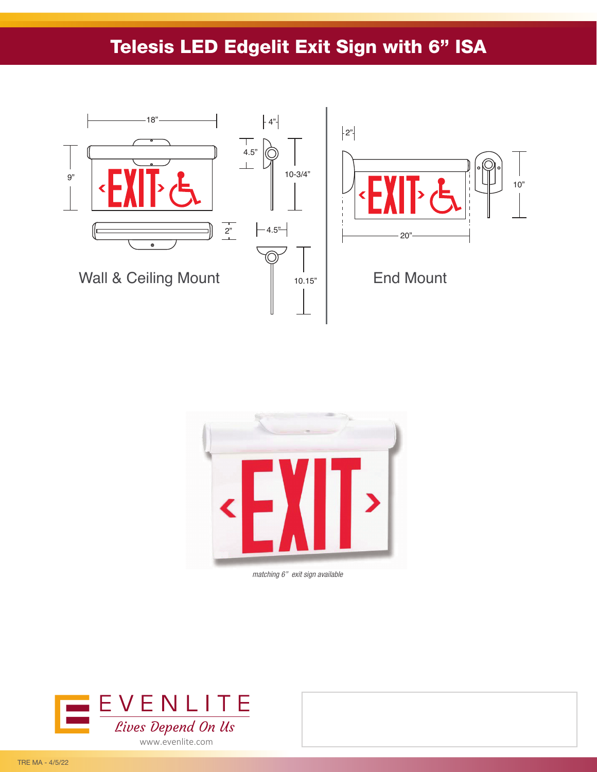# Telesis LED Edgelit Exit Sign with 6” ISA

18”

9”

4”

4.5”

10-3/4”

2”

4.5”

10.15”

Wall & Ceiling Mount

2”

10”

20”

End Mount

*matching 6” exit sign available*

EVENLITE

*Lives Depend On Us*

www.evenlite.com

TRE MA - 4/5/22